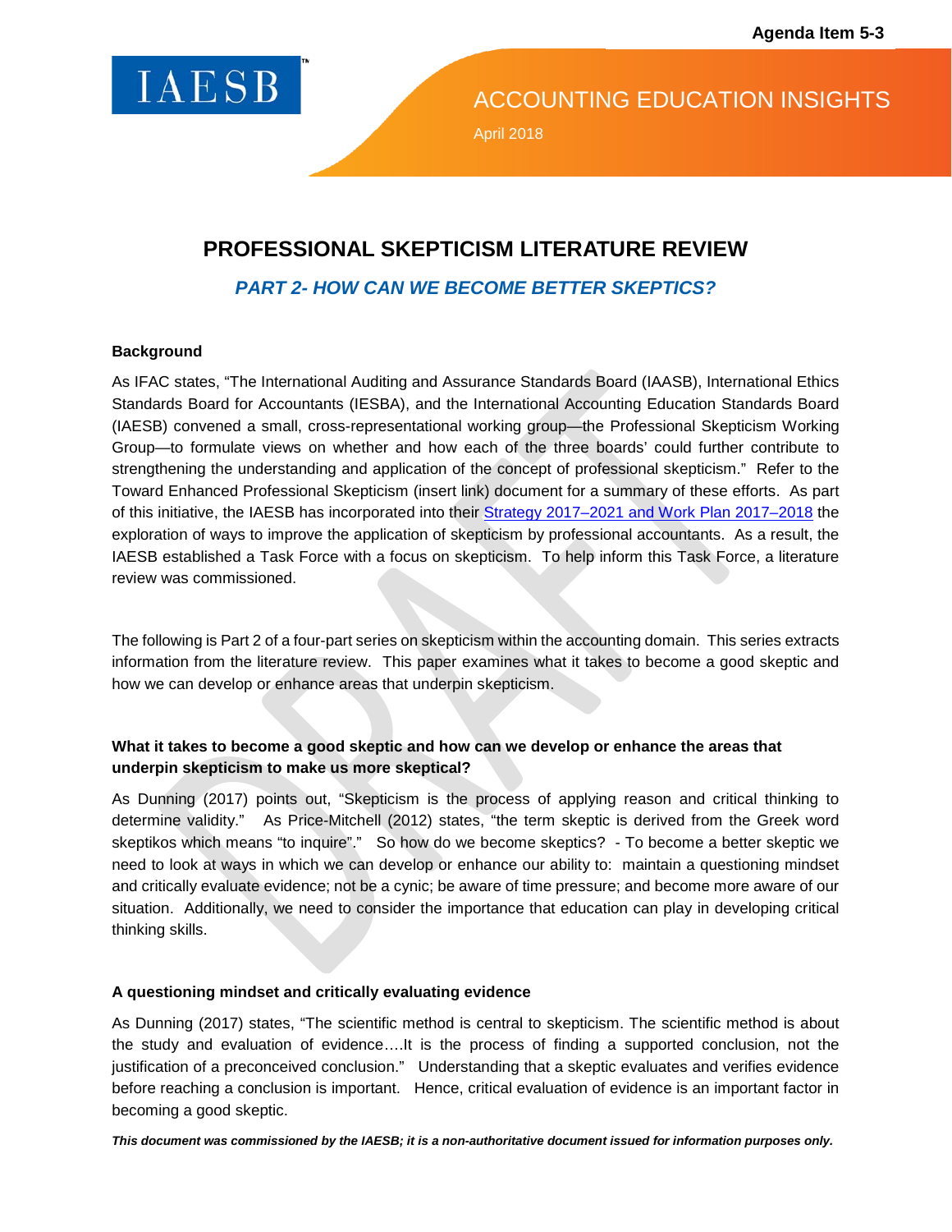Agenda Item 5-3

IAESB

ACCOUNTING EDUCATION INSIGHTS

April 2018

# PROFESSIONAL SKEPTICISM LITERATURE REVIEW

## *PART 2- HOW CAN WE BECOME BETTER SKEPTICS?*

**Background**

As IFAC states, "The International Auditing and Assurance Standards Board (IAASB), International Ethics Standards Board for Accountants (IESBA), and the International Accounting Education Standards Board (IAESB) convened a small, cross-representational working group—the Professional Skepticism Working Group—to formulate views on whether and how each of the three boards' could further contribute to strengthening the understanding and application of the concept of professional skepticism." Refer to the Toward Enhanced Professional Skepticism (insert link) document for a summary of these efforts. As part of this initiative, the IAESB has incorporated into their Strategy 2017–2021 and Work Plan 2017–2018 the exploration of ways to improve the application of skepticism by professional accountants. As a result, the IAESB established a Task Force with a focus on skepticism. To help inform this Task Force, a literature review was commissioned.

The following is Part 2 of a four-part series on skepticism within the accounting domain. This series extracts information from the literature review. This paper examines what it takes to become a good skeptic and how we can develop or enhance areas that underpin skepticism.

**What it takes to become a good skeptic and how can we develop or enhance the areas that underpin skepticism to make us more skeptical?**

As Dunning (2017) points out, "Skepticism is the process of applying reason and critical thinking to determine validity." As Price-Mitchell (2012) states, "the term skeptic is derived from the Greek word skeptikos which means "to inquire"." So how do we become skeptics? - To become a better skeptic we need to look at ways in which we can develop or enhance our ability to: maintain a questioning mindset and critically evaluate evidence; not be a cynic; be aware of time pressure; and become more aware of our situation. Additionally, we need to consider the importance that education can play in developing critical thinking skills.

**A questioning mindset and critically evaluating evidence**

As Dunning (2017) states, "The scientific method is central to skepticism. The scientific method is about the study and evaluation of evidence….It is the process of finding a supported conclusion, not the justification of a preconceived conclusion." Understanding that a skeptic evaluates and verifies evidence before reaching a conclusion is important. Hence, critical evaluation of evidence is an important factor in becoming a good skeptic.

***This document was commissioned by the IAESB; it is a non-authoritative document issued for information purposes only.***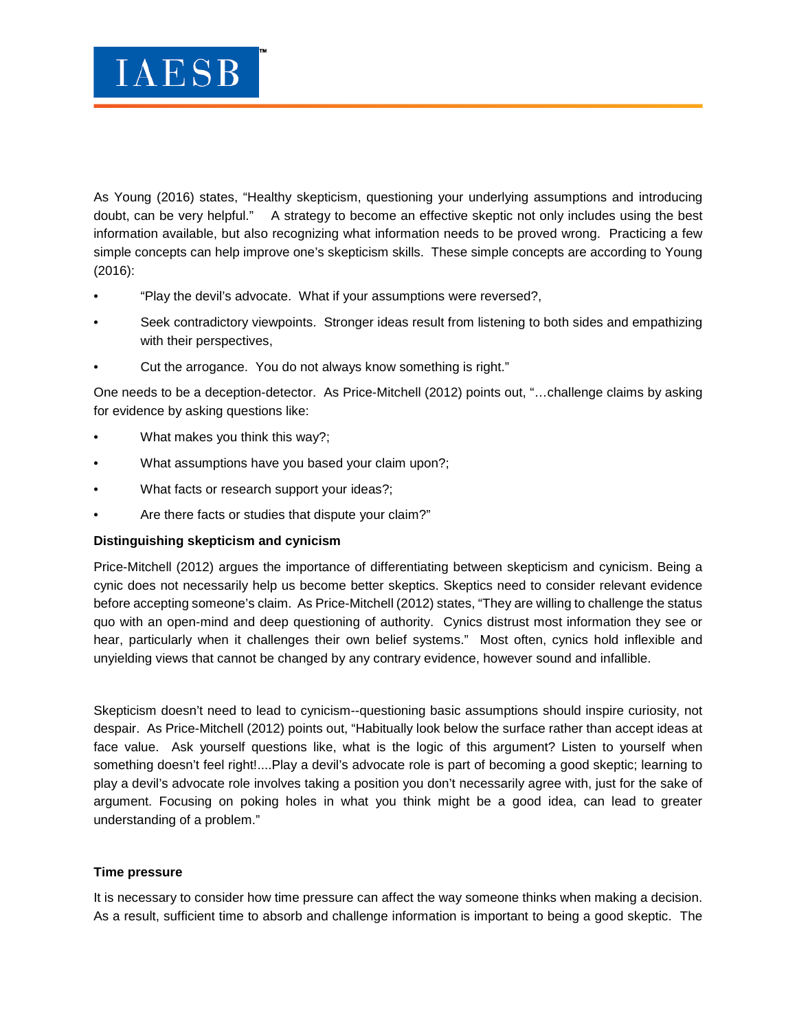As Young (2016) states, "Healthy skepticism, questioning your underlying assumptions and introducing doubt, can be very helpful." A strategy to become an effective skeptic not only includes using the best information available, but also recognizing what information needs to be proved wrong. Practicing a few simple concepts can help improve one's skepticism skills. These simple concepts are according to Young (2016):

- "Play the devil's advocate. What if your assumptions were reversed?,
- Seek contradictory viewpoints. Stronger ideas result from listening to both sides and empathizing with their perspectives,
- Cut the arrogance. You do not always know something is right."

One needs to be a deception-detector. As Price-Mitchell (2012) points out, "…challenge claims by asking for evidence by asking questions like:

- What makes you think this way?;
- What assumptions have you based your claim upon?;
- What facts or research support your ideas?;
- Are there facts or studies that dispute your claim?"

**Distinguishing skepticism and cynicism**

Price-Mitchell (2012) argues the importance of differentiating between skepticism and cynicism. Being a cynic does not necessarily help us become better skeptics. Skeptics need to consider relevant evidence before accepting someone's claim. As Price-Mitchell (2012) states, "They are willing to challenge the status quo with an open-mind and deep questioning of authority. Cynics distrust most information they see or hear, particularly when it challenges their own belief systems." Most often, cynics hold inflexible and unyielding views that cannot be changed by any contrary evidence, however sound and infallible.

Skepticism doesn't need to lead to cynicism--questioning basic assumptions should inspire curiosity, not despair. As Price-Mitchell (2012) points out, "Habitually look below the surface rather than accept ideas at face value. Ask yourself questions like, what is the logic of this argument? Listen to yourself when something doesn't feel right!....Play a devil's advocate role is part of becoming a good skeptic; learning to play a devil's advocate role involves taking a position you don't necessarily agree with, just for the sake of argument. Focusing on poking holes in what you think might be a good idea, can lead to greater understanding of a problem."

**Time pressure**

It is necessary to consider how time pressure can affect the way someone thinks when making a decision. As a result, sufficient time to absorb and challenge information is important to being a good skeptic. The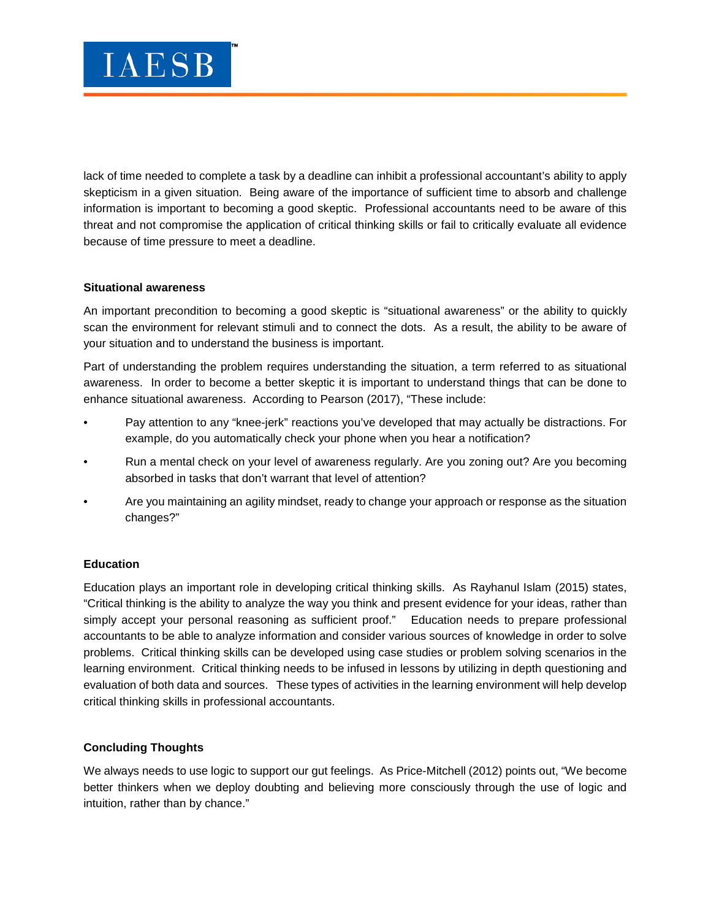lack of time needed to complete a task by a deadline can inhibit a professional accountant's ability to apply skepticism in a given situation. Being aware of the importance of sufficient time to absorb and challenge information is important to becoming a good skeptic. Professional accountants need to be aware of this threat and not compromise the application of critical thinking skills or fail to critically evaluate all evidence because of time pressure to meet a deadline.

**Situational awareness**

An important precondition to becoming a good skeptic is "situational awareness" or the ability to quickly scan the environment for relevant stimuli and to connect the dots. As a result, the ability to be aware of your situation and to understand the business is important.

Part of understanding the problem requires understanding the situation, a term referred to as situational awareness. In order to become a better skeptic it is important to understand things that can be done to enhance situational awareness. According to Pearson (2017), "These include:

- Pay attention to any "knee-jerk" reactions you've developed that may actually be distractions. For example, do you automatically check your phone when you hear a notification?
- Run a mental check on your level of awareness regularly. Are you zoning out? Are you becoming absorbed in tasks that don't warrant that level of attention?
- Are you maintaining an agility mindset, ready to change your approach or response as the situation changes?"

**Education**

Education plays an important role in developing critical thinking skills. As Rayhanul Islam (2015) states, "Critical thinking is the ability to analyze the way you think and present evidence for your ideas, rather than simply accept your personal reasoning as sufficient proof." Education needs to prepare professional accountants to be able to analyze information and consider various sources of knowledge in order to solve problems. Critical thinking skills can be developed using case studies or problem solving scenarios in the learning environment. Critical thinking needs to be infused in lessons by utilizing in depth questioning and evaluation of both data and sources. These types of activities in the learning environment will help develop critical thinking skills in professional accountants.

**Concluding Thoughts**

We always needs to use logic to support our gut feelings. As Price-Mitchell (2012) points out, "We become better thinkers when we deploy doubting and believing more consciously through the use of logic and intuition, rather than by chance."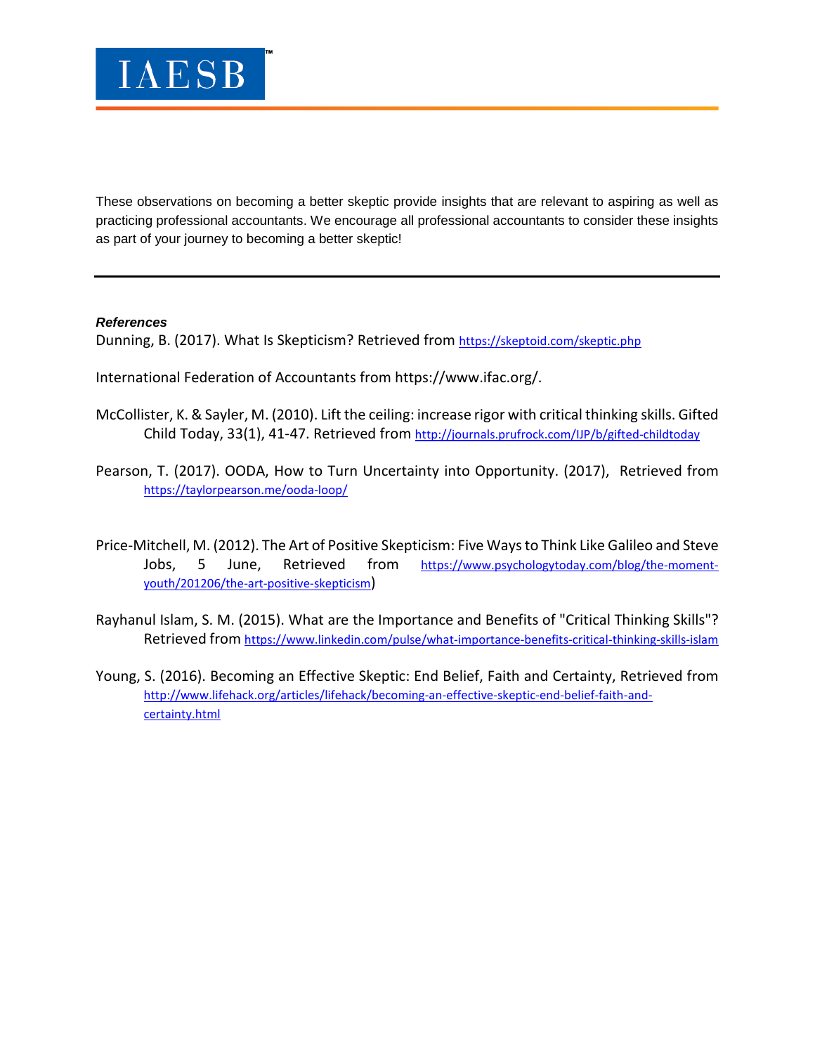These observations on becoming a better skeptic provide insights that are relevant to aspiring as well as practicing professional accountants. We encourage all professional accountants to consider these insights as part of your journey to becoming a better skeptic!

---

***References***

Dunning, B. (2017). What Is Skepticism? Retrieved from https://skeptoid.com/skeptic.php

International Federation of Accountants from https://www.ifac.org/.

McCollister, K. & Sayler, M. (2010). Lift the ceiling: increase rigor with critical thinking skills. Gifted Child Today, 33(1), 41-47. Retrieved from http://journals.prufrock.com/IJP/b/gifted-childtoday

Pearson, T. (2017). OODA, How to Turn Uncertainty into Opportunity. (2017), Retrieved from https://taylorpearson.me/ooda-loop/

Price-Mitchell, M. (2012). The Art of Positive Skepticism: Five Ways to Think Like Galileo and Steve Jobs, 5 June, Retrieved from https://www.psychologytoday.com/blog/the-moment-youth/201206/the-art-positive-skepticism)

Rayhanul Islam, S. M. (2015). What are the Importance and Benefits of "Critical Thinking Skills"? Retrieved from https://www.linkedin.com/pulse/what-importance-benefits-critical-thinking-skills-islam

Young, S. (2016). Becoming an Effective Skeptic: End Belief, Faith and Certainty, Retrieved from http://www.lifehack.org/articles/lifehack/becoming-an-effective-skeptic-end-belief-faith-and-certainty.html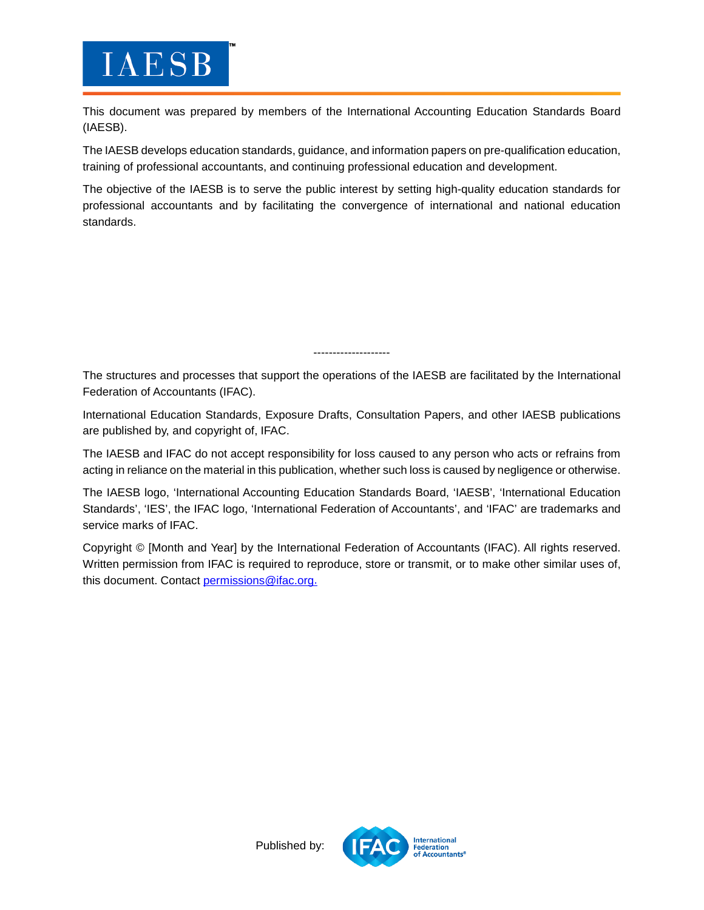IAESB

This document was prepared by members of the International Accounting Education Standards Board (IAESB).

The IAESB develops education standards, guidance, and information papers on pre-qualification education, training of professional accountants, and continuing professional education and development.

The objective of the IAESB is to serve the public interest by setting high-quality education standards for professional accountants and by facilitating the convergence of international and national education standards.

--------------------

The structures and processes that support the operations of the IAESB are facilitated by the International Federation of Accountants (IFAC).

International Education Standards, Exposure Drafts, Consultation Papers, and other IAESB publications are published by, and copyright of, IFAC.

The IAESB and IFAC do not accept responsibility for loss caused to any person who acts or refrains from acting in reliance on the material in this publication, whether such loss is caused by negligence or otherwise.

The IAESB logo, 'International Accounting Education Standards Board, 'IAESB', 'International Education Standards', 'IES', the IFAC logo, 'International Federation of Accountants', and 'IFAC' are trademarks and service marks of IFAC.

Copyright © [Month and Year] by the International Federation of Accountants (IFAC). All rights reserved. Written permission from IFAC is required to reproduce, store or transmit, or to make other similar uses of, this document. Contact permissions@ifac.org.

Published by: IFAC International Federation of Accountants®